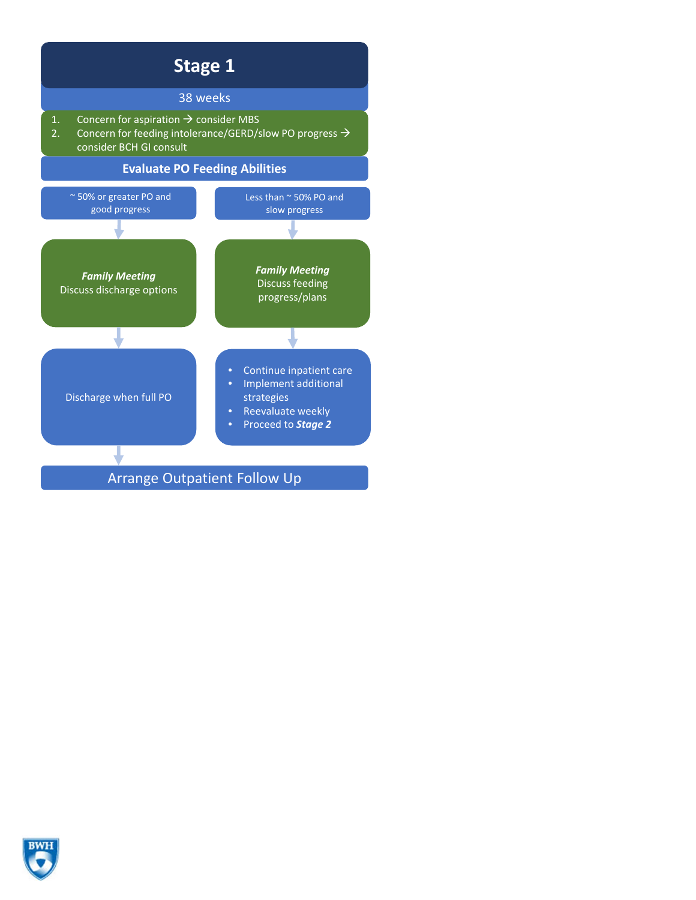# Stage 1

## 38 weeks

1. Concern for aspiration → consider MBS
2. Concern for feeding intolerance/GERD/slow PO progress → consider BCH GI consult

### Evaluate PO Feeding Abilities

**~ 50% or greater PO and good progress**

↓

***Family Meeting***
Discuss discharge options

↓

Discharge when full PO

↓

**Less than ~ 50% PO and slow progress**

↓

***Family Meeting***
Discuss feeding progress/plans

↓

- Continue inpatient care
- Implement additional strategies
- Reevaluate weekly
- Proceed to ***Stage 2***

### Arrange Outpatient Follow Up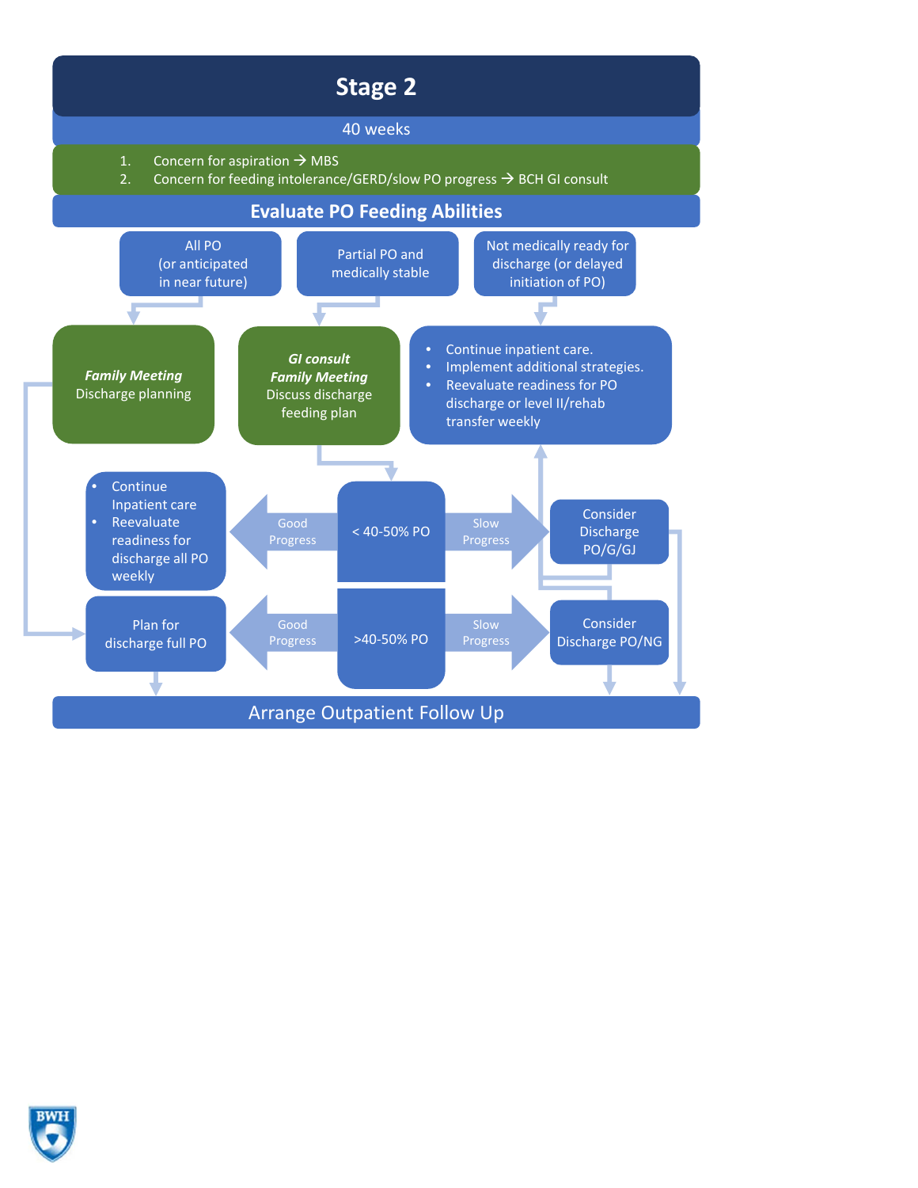# Stage 2

40 weeks

1. Concern for aspiration → MBS
2. Concern for feeding intolerance/GERD/slow PO progress → BCH GI consult

## Evaluate PO Feeding Abilities

All PO (or anticipated in near future)

Partial PO and medically stable

Not medically ready for discharge (or delayed initiation of PO)

***Family Meeting***
Discharge planning

***GI consult***
***Family Meeting***
Discuss discharge feeding plan

- Continue inpatient care.
- Implement additional strategies.
- Reevaluate readiness for PO discharge or level II/rehab transfer weekly

- Continue Inpatient care
- Reevaluate readiness for discharge all PO weekly

Good Progress

< 40-50% PO

Slow Progress

Consider Discharge PO/G/GJ

Plan for discharge full PO

Good Progress

>40-50% PO

Slow Progress

Consider Discharge PO/NG

Arrange Outpatient Follow Up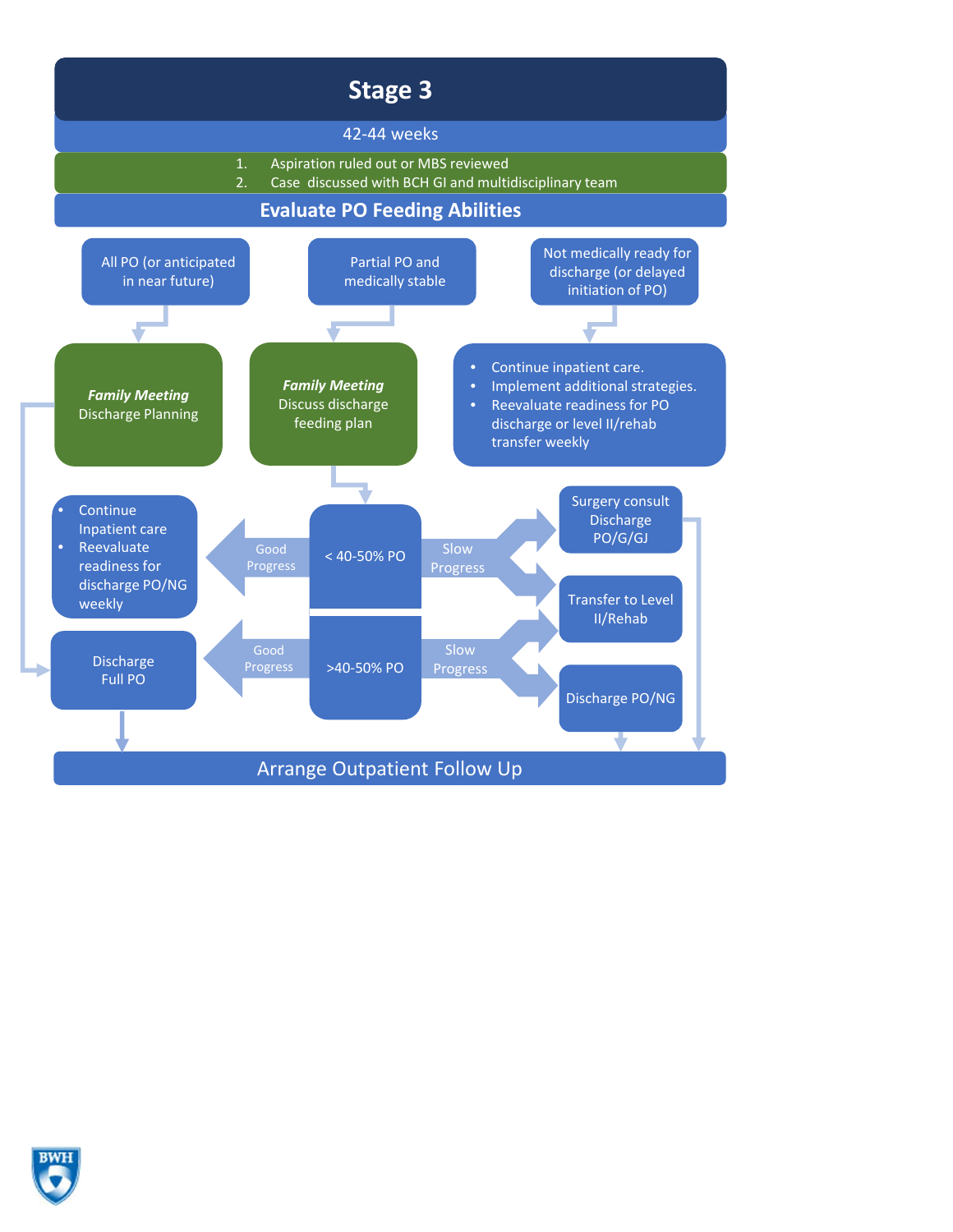# Stage 3

42-44 weeks

1. Aspiration ruled out or MBS reviewed
2. Case discussed with BCH GI and multidisciplinary team

## Evaluate PO Feeding Abilities

All PO (or anticipated in near future)

Partial PO and medically stable

Not medically ready for discharge (or delayed initiation of PO)

***Family Meeting***
Discharge Planning

***Family Meeting***
Discuss discharge feeding plan

- Continue inpatient care.
- Implement additional strategies.
- Reevaluate readiness for PO discharge or level II/rehab transfer weekly

- Continue Inpatient care
- Reevaluate readiness for discharge PO/NG weekly

Good Progress

< 40-50% PO

Slow Progress

Surgery consult Discharge PO/G/GJ

Transfer to Level II/Rehab

Discharge Full PO

Good Progress

>40-50% PO

Slow Progress

Discharge PO/NG

Arrange Outpatient Follow Up